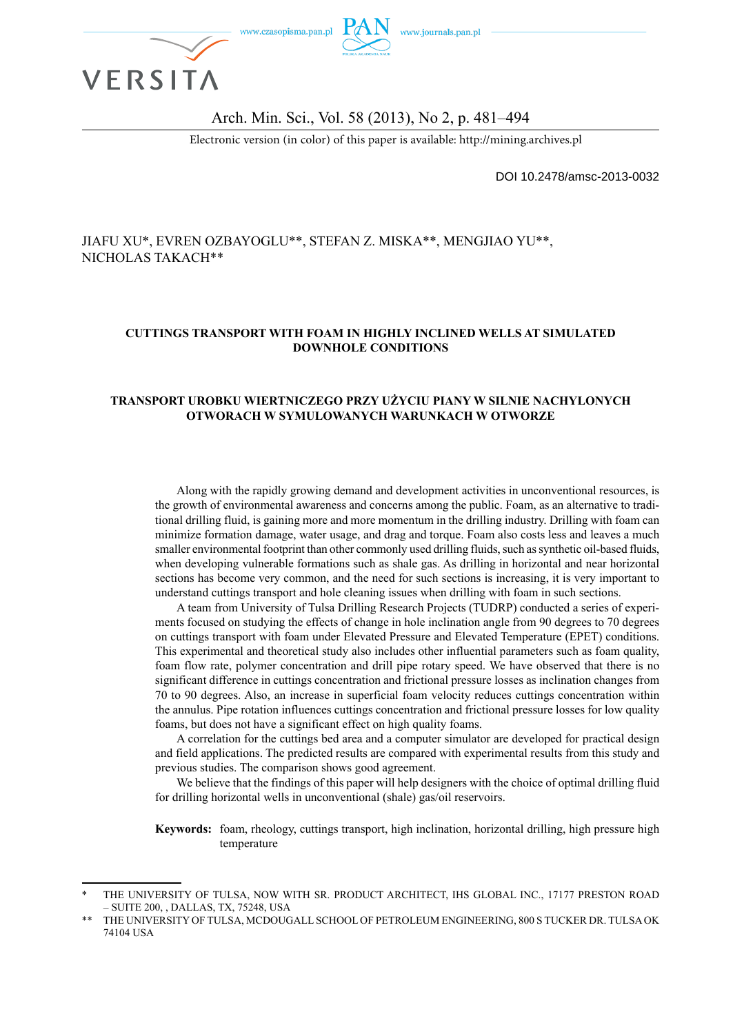DOI 10.2478/amsc-2013-0032

JIAFU XU*, EVREN OZBAYOGLU**, STEFAN Z. MISKA**, MENGJIAO YU**, NICHOLAS TAKACH**

# CUTTINGS TRANSPORT WITH FOAM IN HIGHLY INCLINED WELLS AT SIMULATED DOWNHOLE CONDITIONS

# TRANSPORT UROBKU WIERTNICZEGO PRZY UŻYCIU PIANY W SILNIE NACHYLONYCH OTWORACH W SYMULOWANYCH WARUNKACH W OTWORZE

Along with the rapidly growing demand and development activities in unconventional resources, is the growth of environmental awareness and concerns among the public. Foam, as an alternative to traditional drilling fluid, is gaining more and more momentum in the drilling industry. Drilling with foam can minimize formation damage, water usage, and drag and torque. Foam also costs less and leaves a much smaller environmental footprint than other commonly used drilling fluids, such as synthetic oil-based fluids, when developing vulnerable formations such as shale gas. As drilling in horizontal and near horizontal sections has become very common, and the need for such sections is increasing, it is very important to understand cuttings transport and hole cleaning issues when drilling with foam in such sections.

A team from University of Tulsa Drilling Research Projects (TUDRP) conducted a series of experiments focused on studying the effects of change in hole inclination angle from 90 degrees to 70 degrees on cuttings transport with foam under Elevated Pressure and Elevated Temperature (EPET) conditions. This experimental and theoretical study also includes other influential parameters such as foam quality, foam flow rate, polymer concentration and drill pipe rotary speed. We have observed that there is no significant difference in cuttings concentration and frictional pressure losses as inclination changes from 70 to 90 degrees. Also, an increase in superficial foam velocity reduces cuttings concentration within the annulus. Pipe rotation influences cuttings concentration and frictional pressure losses for low quality foams, but does not have a significant effect on high quality foams.

A correlation for the cuttings bed area and a computer simulator are developed for practical design and field applications. The predicted results are compared with experimental results from this study and previous studies. The comparison shows good agreement.

We believe that the findings of this paper will help designers with the choice of optimal drilling fluid for drilling horizontal wells in unconventional (shale) gas/oil reservoirs.

**Keywords:** foam, rheology, cuttings transport, high inclination, horizontal drilling, high pressure high temperature

---

\* THE UNIVERSITY OF TULSA, NOW WITH SR. PRODUCT ARCHITECT, IHS GLOBAL INC., 17177 PRESTON ROAD – SUITE 200, , DALLAS, TX, 75248, USA

\*\* THE UNIVERSITY OF TULSA, MCDOUGALL SCHOOL OF PETROLEUM ENGINEERING, 800 S TUCKER DR. TULSA OK 74104 USA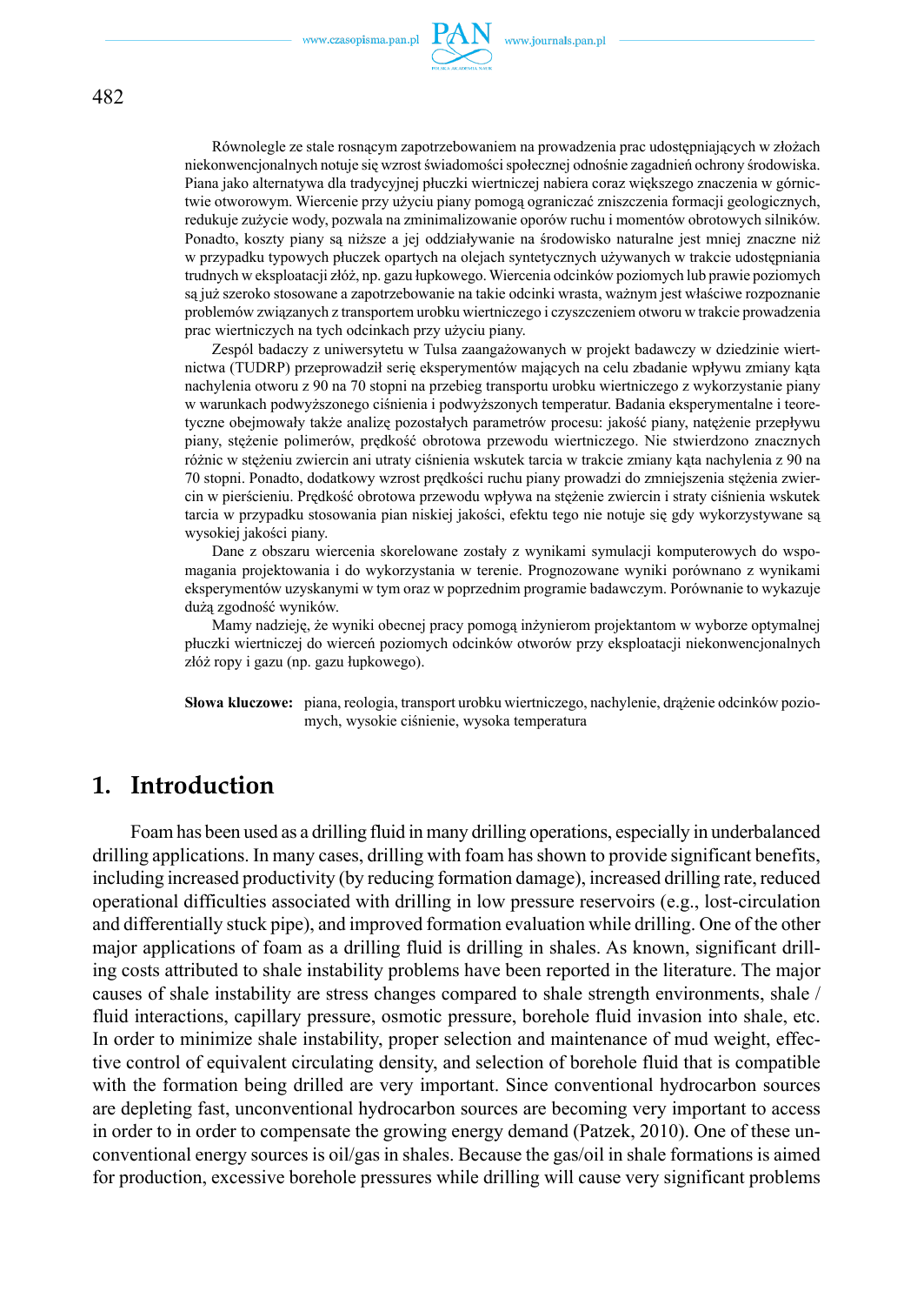Równolegle ze stale rosnącym zapotrzebowaniem na prowadzenia prac udostępniających w złożach niekonwencjonalnych notuje się wzrost świadomości społecznej odnośnie zagadnień ochrony środowiska. Piana jako alternatywa dla tradycyjnej płuczki wiertniczej nabiera coraz większego znaczenia w górnictwie otworowym. Wiercenie przy użyciu piany pomogą ograniczać zniszczenia formacji geologicznych, redukuje zużycie wody, pozwala na zminimalizowanie oporów ruchu i momentów obrotowych silników. Ponadto, koszty piany są niższe a jej oddziaływanie na środowisko naturalne jest mniej znaczne niż w przypadku typowych płuczek opartych na olejach syntetycznych używanych w trakcie udostępniania trudnych w eksploatacji złóż, np. gazu łupkowego. Wiercenia odcinków poziomych lub prawie poziomych są już szeroko stosowane a zapotrzebowanie na takie odcinki wrasta, ważnym jest właściwe rozpoznanie problemów związanych z transportem urobku wiertniczego i czyszczeniem otworu w trakcie prowadzenia prac wiertniczych na tych odcinkach przy użyciu piany.

Zespół badaczy z uniwersytetu w Tulsa zaangażowanych w projekt badawczy w dziedzinie wiertnictwa (TUDRP) przeprowadził serię eksperymentów mających na celu zbadanie wpływu zmiany kąta nachylenia otworu z 90 na 70 stopni na przebieg transportu urobku wiertniczego z wykorzystanie piany w warunkach podwyższonego ciśnienia i podwyższonych temperatur. Badania eksperymentalne i teoretyczne obejmowały także analizę pozostałych parametrów procesu: jakość piany, natężenie przepływu piany, stężenie polimerów, prędkość obrotowa przewodu wiertniczego. Nie stwierdzono znacznych różnic w stężeniu zwiercin ani utraty ciśnienia wskutek tarcia w trakcie zmiany kąta nachylenia z 90 na 70 stopni. Ponadto, dodatkowy wzrost prędkości ruchu piany prowadzi do zmniejszenia stężenia zwiercin w pierścieniu. Prędkość obrotowa przewodu wpływa na stężenie zwiercin i straty ciśnienia wskutek tarcia w przypadku stosowania pian niskiej jakości, efektu tego nie notuje się gdy wykorzystywane są wysokiej jakości piany.

Dane z obszaru wiercenia skorelowane zostały z wynikami symulacji komputerowych do wspomagania projektowania i do wykorzystania w terenie. Prognozowane wyniki porównano z wynikami eksperymentów uzyskanymi w tym oraz w poprzednim programie badawczym. Porównanie to wykazuje dużą zgodność wyników.

Mamy nadzieję, że wyniki obecnej pracy pomogą inżynierom projektantom w wyborze optymalnej płuczki wiertniczej do wierceń poziomych odcinków otworów przy eksploatacji niekonwencjonalnych złóż ropy i gazu (np. gazu łupkowego).

**Słowa kluczowe:** piana, reologia, transport urobku wiertniczego, nachylenie, drążenie odcinków poziomych, wysokie ciśnienie, wysoka temperatura

# 1. Introduction

Foam has been used as a drilling fluid in many drilling operations, especially in underbalanced drilling applications. In many cases, drilling with foam has shown to provide significant benefits, including increased productivity (by reducing formation damage), increased drilling rate, reduced operational difficulties associated with drilling in low pressure reservoirs (e.g., lost-circulation and differentially stuck pipe), and improved formation evaluation while drilling. One of the other major applications of foam as a drilling fluid is drilling in shales. As known, significant drilling costs attributed to shale instability problems have been reported in the literature. The major causes of shale instability are stress changes compared to shale strength environments, shale / fluid interactions, capillary pressure, osmotic pressure, borehole fluid invasion into shale, etc. In order to minimize shale instability, proper selection and maintenance of mud weight, effective control of equivalent circulating density, and selection of borehole fluid that is compatible with the formation being drilled are very important. Since conventional hydrocarbon sources are depleting fast, unconventional hydrocarbon sources are becoming very important to access in order to in order to compensate the growing energy demand (Patzek, 2010). One of these unconventional energy sources is oil/gas in shales. Because the gas/oil in shale formations is aimed for production, excessive borehole pressures while drilling will cause very significant problems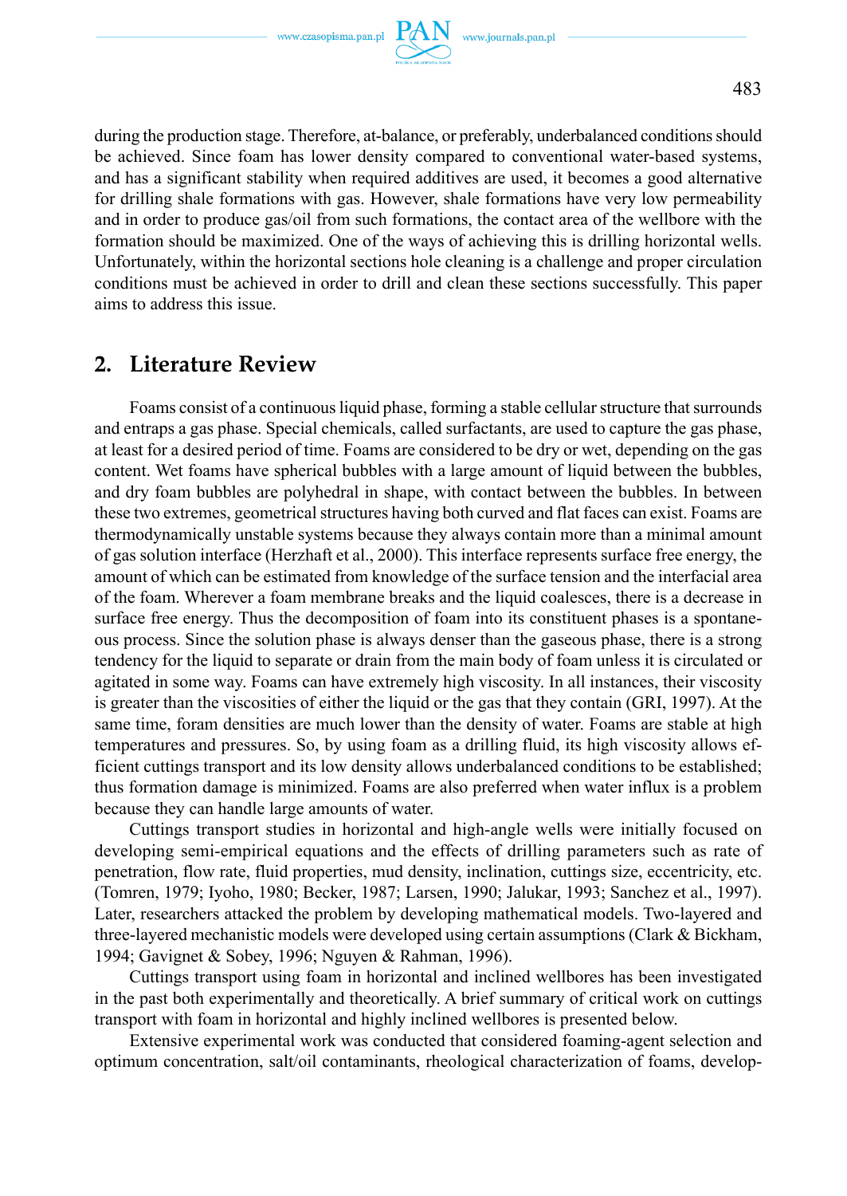during the production stage. Therefore, at-balance, or preferably, underbalanced conditions should be achieved. Since foam has lower density compared to conventional water-based systems, and has a significant stability when required additives are used, it becomes a good alternative for drilling shale formations with gas. However, shale formations have very low permeability and in order to produce gas/oil from such formations, the contact area of the wellbore with the formation should be maximized. One of the ways of achieving this is drilling horizontal wells. Unfortunately, within the horizontal sections hole cleaning is a challenge and proper circulation conditions must be achieved in order to drill and clean these sections successfully. This paper aims to address this issue.

## 2. Literature Review

Foams consist of a continuous liquid phase, forming a stable cellular structure that surrounds and entraps a gas phase. Special chemicals, called surfactants, are used to capture the gas phase, at least for a desired period of time. Foams are considered to be dry or wet, depending on the gas content. Wet foams have spherical bubbles with a large amount of liquid between the bubbles, and dry foam bubbles are polyhedral in shape, with contact between the bubbles. In between these two extremes, geometrical structures having both curved and flat faces can exist. Foams are thermodynamically unstable systems because they always contain more than a minimal amount of gas solution interface (Herzhaft et al., 2000). This interface represents surface free energy, the amount of which can be estimated from knowledge of the surface tension and the interfacial area of the foam. Wherever a foam membrane breaks and the liquid coalesces, there is a decrease in surface free energy. Thus the decomposition of foam into its constituent phases is a spontaneous process. Since the solution phase is always denser than the gaseous phase, there is a strong tendency for the liquid to separate or drain from the main body of foam unless it is circulated or agitated in some way. Foams can have extremely high viscosity. In all instances, their viscosity is greater than the viscosities of either the liquid or the gas that they contain (GRI, 1997). At the same time, foram densities are much lower than the density of water. Foams are stable at high temperatures and pressures. So, by using foam as a drilling fluid, its high viscosity allows efficient cuttings transport and its low density allows underbalanced conditions to be established; thus formation damage is minimized. Foams are also preferred when water influx is a problem because they can handle large amounts of water.

Cuttings transport studies in horizontal and high-angle wells were initially focused on developing semi-empirical equations and the effects of drilling parameters such as rate of penetration, flow rate, fluid properties, mud density, inclination, cuttings size, eccentricity, etc. (Tomren, 1979; Iyoho, 1980; Becker, 1987; Larsen, 1990; Jalukar, 1993; Sanchez et al., 1997). Later, researchers attacked the problem by developing mathematical models. Two-layered and three-layered mechanistic models were developed using certain assumptions (Clark & Bickham, 1994; Gavignet & Sobey, 1996; Nguyen & Rahman, 1996).

Cuttings transport using foam in horizontal and inclined wellbores has been investigated in the past both experimentally and theoretically. A brief summary of critical work on cuttings transport with foam in horizontal and highly inclined wellbores is presented below.

Extensive experimental work was conducted that considered foaming-agent selection and optimum concentration, salt/oil contaminants, rheological characterization of foams, develop-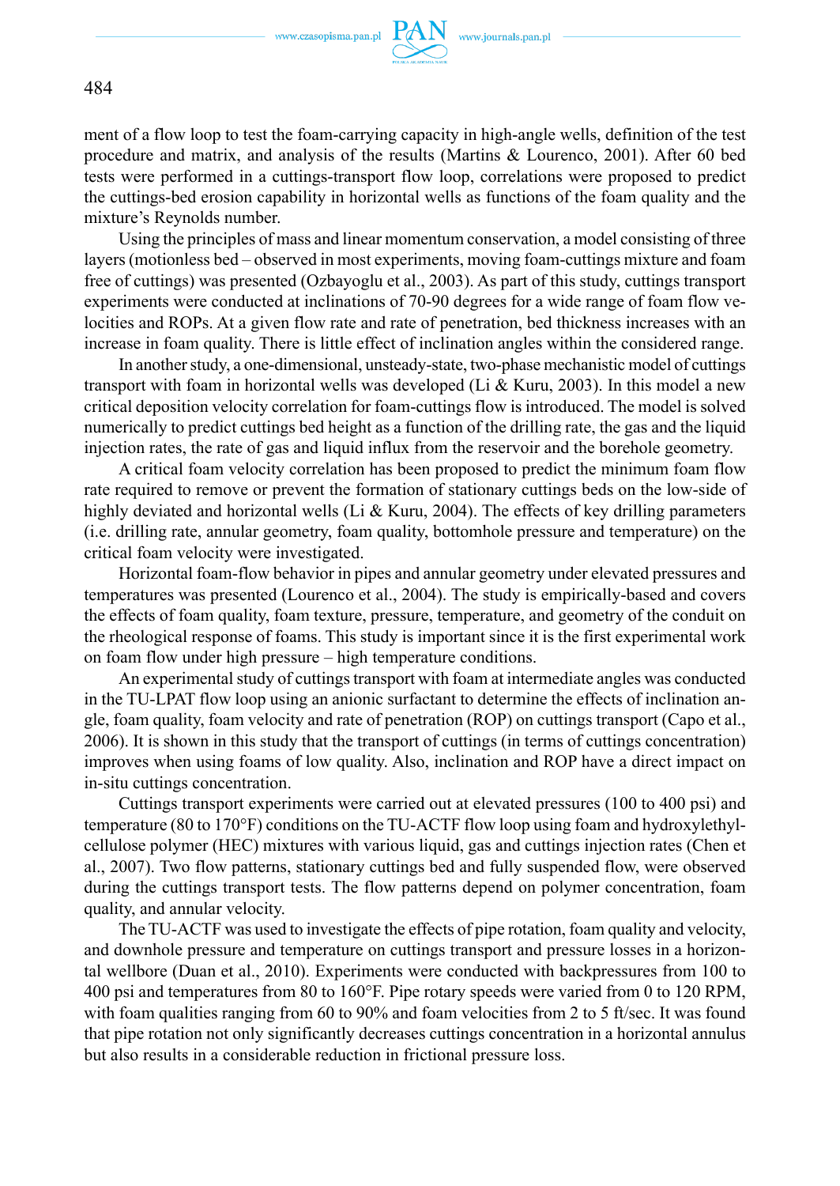ment of a flow loop to test the foam-carrying capacity in high-angle wells, definition of the test procedure and matrix, and analysis of the results (Martins & Lourenco, 2001). After 60 bed tests were performed in a cuttings-transport flow loop, correlations were proposed to predict the cuttings-bed erosion capability in horizontal wells as functions of the foam quality and the mixture's Reynolds number.

Using the principles of mass and linear momentum conservation, a model consisting of three layers (motionless bed – observed in most experiments, moving foam-cuttings mixture and foam free of cuttings) was presented (Ozbayoglu et al., 2003). As part of this study, cuttings transport experiments were conducted at inclinations of 70-90 degrees for a wide range of foam flow velocities and ROPs. At a given flow rate and rate of penetration, bed thickness increases with an increase in foam quality. There is little effect of inclination angles within the considered range.

In another study, a one-dimensional, unsteady-state, two-phase mechanistic model of cuttings transport with foam in horizontal wells was developed (Li & Kuru, 2003). In this model a new critical deposition velocity correlation for foam-cuttings flow is introduced. The model is solved numerically to predict cuttings bed height as a function of the drilling rate, the gas and the liquid injection rates, the rate of gas and liquid influx from the reservoir and the borehole geometry.

A critical foam velocity correlation has been proposed to predict the minimum foam flow rate required to remove or prevent the formation of stationary cuttings beds on the low-side of highly deviated and horizontal wells (Li & Kuru, 2004). The effects of key drilling parameters (i.e. drilling rate, annular geometry, foam quality, bottomhole pressure and temperature) on the critical foam velocity were investigated.

Horizontal foam-flow behavior in pipes and annular geometry under elevated pressures and temperatures was presented (Lourenco et al., 2004). The study is empirically-based and covers the effects of foam quality, foam texture, pressure, temperature, and geometry of the conduit on the rheological response of foams. This study is important since it is the first experimental work on foam flow under high pressure – high temperature conditions.

An experimental study of cuttings transport with foam at intermediate angles was conducted in the TU-LPAT flow loop using an anionic surfactant to determine the effects of inclination angle, foam quality, foam velocity and rate of penetration (ROP) on cuttings transport (Capo et al., 2006). It is shown in this study that the transport of cuttings (in terms of cuttings concentration) improves when using foams of low quality. Also, inclination and ROP have a direct impact on in-situ cuttings concentration.

Cuttings transport experiments were carried out at elevated pressures (100 to 400 psi) and temperature (80 to 170°F) conditions on the TU-ACTF flow loop using foam and hydroxylethylcellulose polymer (HEC) mixtures with various liquid, gas and cuttings injection rates (Chen et al., 2007). Two flow patterns, stationary cuttings bed and fully suspended flow, were observed during the cuttings transport tests. The flow patterns depend on polymer concentration, foam quality, and annular velocity.

The TU-ACTF was used to investigate the effects of pipe rotation, foam quality and velocity, and downhole pressure and temperature on cuttings transport and pressure losses in a horizontal wellbore (Duan et al., 2010). Experiments were conducted with backpressures from 100 to 400 psi and temperatures from 80 to 160°F. Pipe rotary speeds were varied from 0 to 120 RPM, with foam qualities ranging from 60 to 90% and foam velocities from 2 to 5 ft/sec. It was found that pipe rotation not only significantly decreases cuttings concentration in a horizontal annulus but also results in a considerable reduction in frictional pressure loss.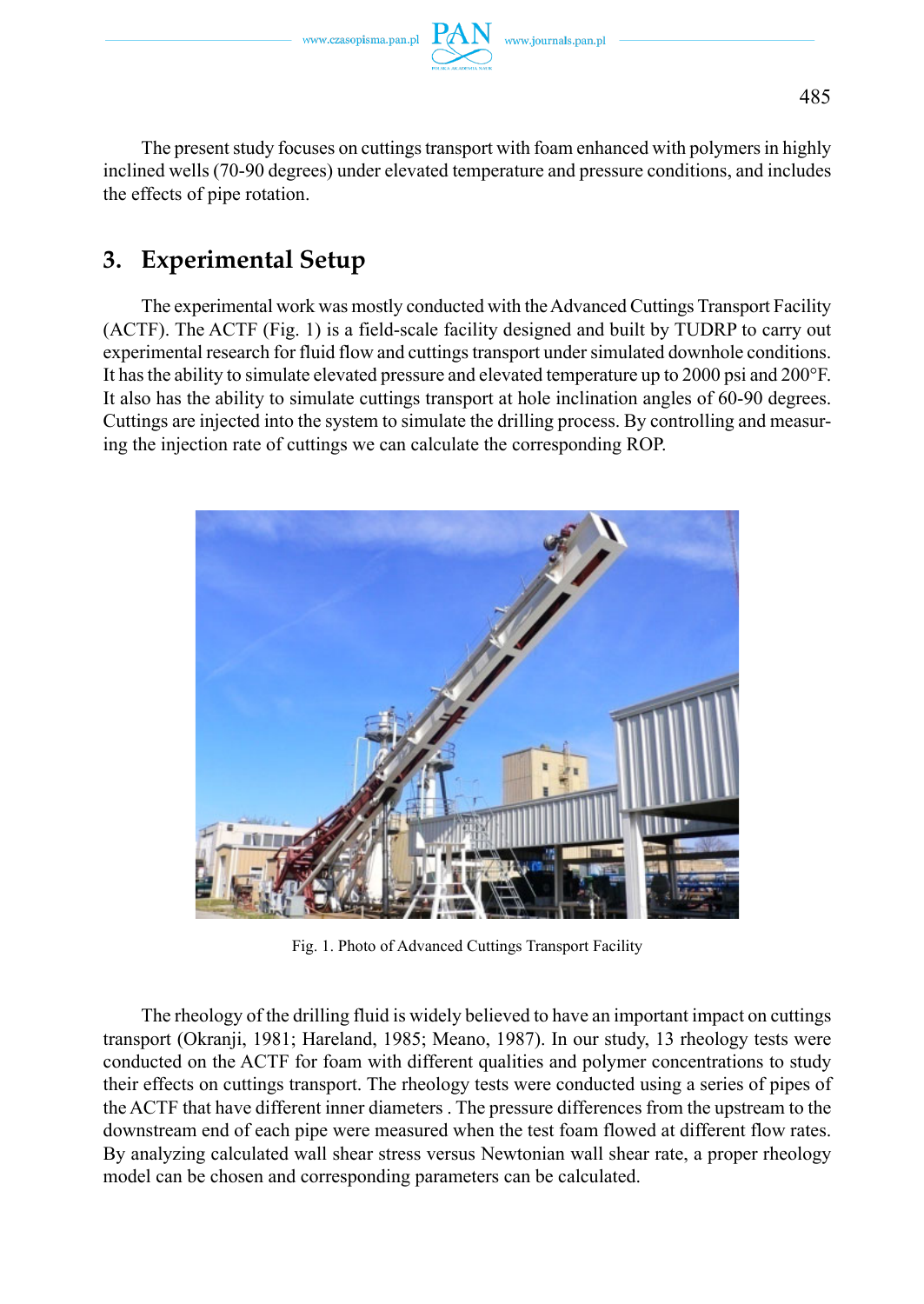The present study focuses on cuttings transport with foam enhanced with polymers in highly inclined wells (70-90 degrees) under elevated temperature and pressure conditions, and includes the effects of pipe rotation.

## 3. Experimental Setup

The experimental work was mostly conducted with the Advanced Cuttings Transport Facility (ACTF). The ACTF (Fig. 1) is a field-scale facility designed and built by TUDRP to carry out experimental research for fluid flow and cuttings transport under simulated downhole conditions. It has the ability to simulate elevated pressure and elevated temperature up to 2000 psi and 200°F. It also has the ability to simulate cuttings transport at hole inclination angles of 60-90 degrees. Cuttings are injected into the system to simulate the drilling process. By controlling and measuring the injection rate of cuttings we can calculate the corresponding ROP.

Fig. 1. Photo of Advanced Cuttings Transport Facility

The rheology of the drilling fluid is widely believed to have an important impact on cuttings transport (Okranji, 1981; Hareland, 1985; Meano, 1987). In our study, 13 rheology tests were conducted on the ACTF for foam with different qualities and polymer concentrations to study their effects on cuttings transport. The rheology tests were conducted using a series of pipes of the ACTF that have different inner diameters . The pressure differences from the upstream to the downstream end of each pipe were measured when the test foam flowed at different flow rates. By analyzing calculated wall shear stress versus Newtonian wall shear rate, a proper rheology model can be chosen and corresponding parameters can be calculated.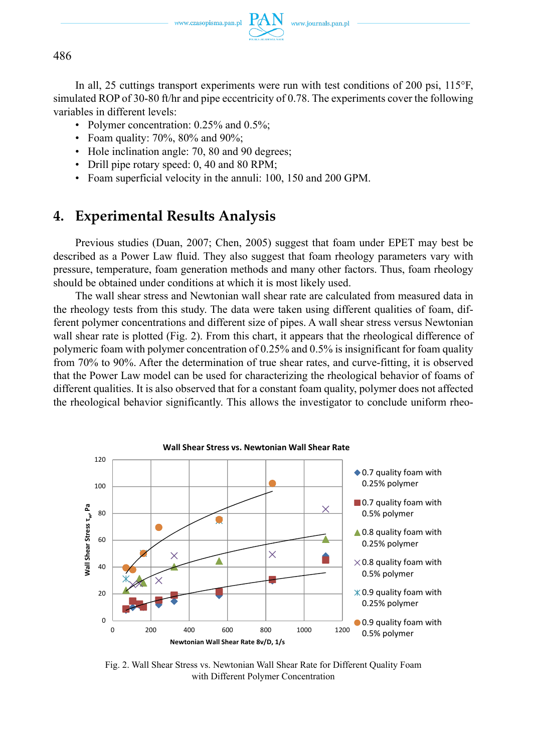In all, 25 cuttings transport experiments were run with test conditions of 200 psi, 115°F, simulated ROP of 30-80 ft/hr and pipe eccentricity of 0.78. The experiments cover the following variables in different levels:

- Polymer concentration: 0.25% and 0.5%;
- Foam quality: 70%, 80% and 90%;
- Hole inclination angle: 70, 80 and 90 degrees;
- Drill pipe rotary speed: 0, 40 and 80 RPM;
- Foam superficial velocity in the annuli: 100, 150 and 200 GPM.

## 4. Experimental Results Analysis

Previous studies (Duan, 2007; Chen, 2005) suggest that foam under EPET may best be described as a Power Law fluid. They also suggest that foam rheology parameters vary with pressure, temperature, foam generation methods and many other factors. Thus, foam rheology should be obtained under conditions at which it is most likely used.

The wall shear stress and Newtonian wall shear rate are calculated from measured data in the rheology tests from this study. The data were taken using different qualities of foam, different polymer concentrations and different size of pipes. A wall shear stress versus Newtonian wall shear rate is plotted (Fig. 2). From this chart, it appears that the rheological difference of polymeric foam with polymer concentration of 0.25% and 0.5% is insignificant for foam quality from 70% to 90%. After the determination of true shear rates, and curve-fitting, it is observed that the Power Law model can be used for characterizing the rheological behavior of foams of different qualities. It is also observed that for a constant foam quality, polymer does not affected the rheological behavior significantly. This allows the investigator to conclude uniform rheo-

Fig. 2. Wall Shear Stress vs. Newtonian Wall Shear Rate for Different Quality Foam with Different Polymer Concentration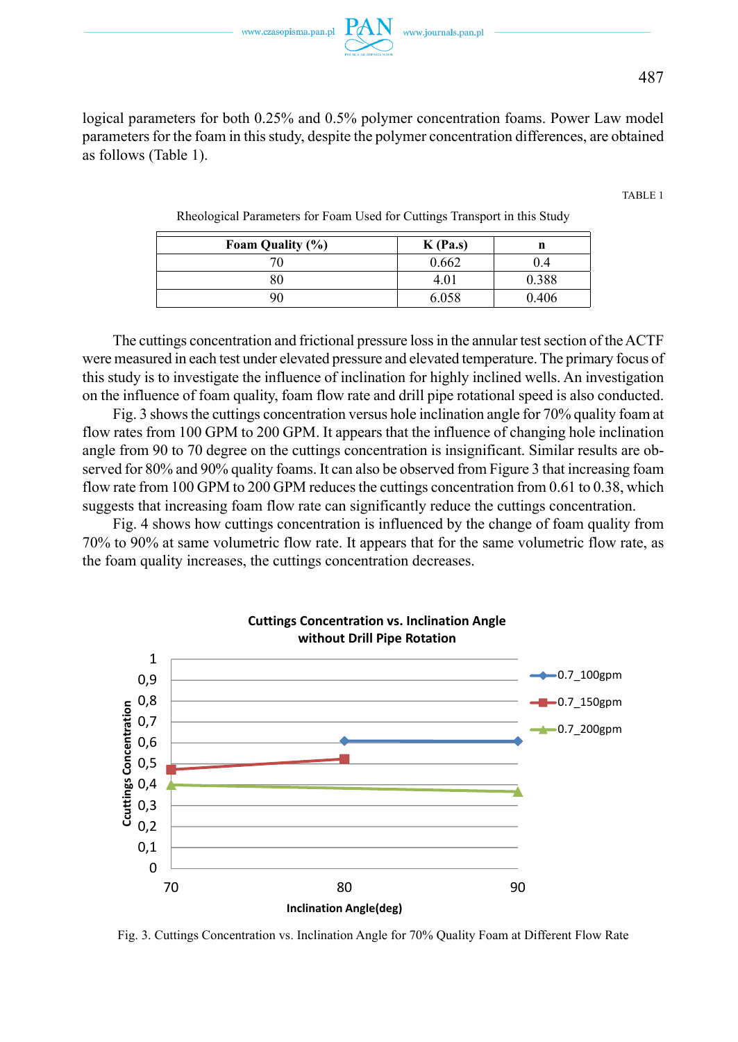logical parameters for both 0.25% and 0.5% polymer concentration foams. Power Law model parameters for the foam in this study, despite the polymer concentration differences, are obtained as follows (Table 1).

TABLE 1

Rheological Parameters for Foam Used for Cuttings Transport in this Study

| Foam Quality (%) | K (Pa.s) | n |
|---|---|---|
| 70 | 0.662 | 0.4 |
| 80 | 4.01 | 0.388 |
| 90 | 6.058 | 0.406 |

The cuttings concentration and frictional pressure loss in the annular test section of the ACTF were measured in each test under elevated pressure and elevated temperature. The primary focus of this study is to investigate the influence of inclination for highly inclined wells. An investigation on the influence of foam quality, foam flow rate and drill pipe rotational speed is also conducted.

Fig. 3 shows the cuttings concentration versus hole inclination angle for 70% quality foam at flow rates from 100 GPM to 200 GPM. It appears that the influence of changing hole inclination angle from 90 to 70 degree on the cuttings concentration is insignificant. Similar results are observed for 80% and 90% quality foams. It can also be observed from Figure 3 that increasing foam flow rate from 100 GPM to 200 GPM reduces the cuttings concentration from 0.61 to 0.38, which suggests that increasing foam flow rate can significantly reduce the cuttings concentration.

Fig. 4 shows how cuttings concentration is influenced by the change of foam quality from 70% to 90% at same volumetric flow rate. It appears that for the same volumetric flow rate, as the foam quality increases, the cuttings concentration decreases.

Fig. 3. Cuttings Concentration vs. Inclination Angle for 70% Quality Foam at Different Flow Rate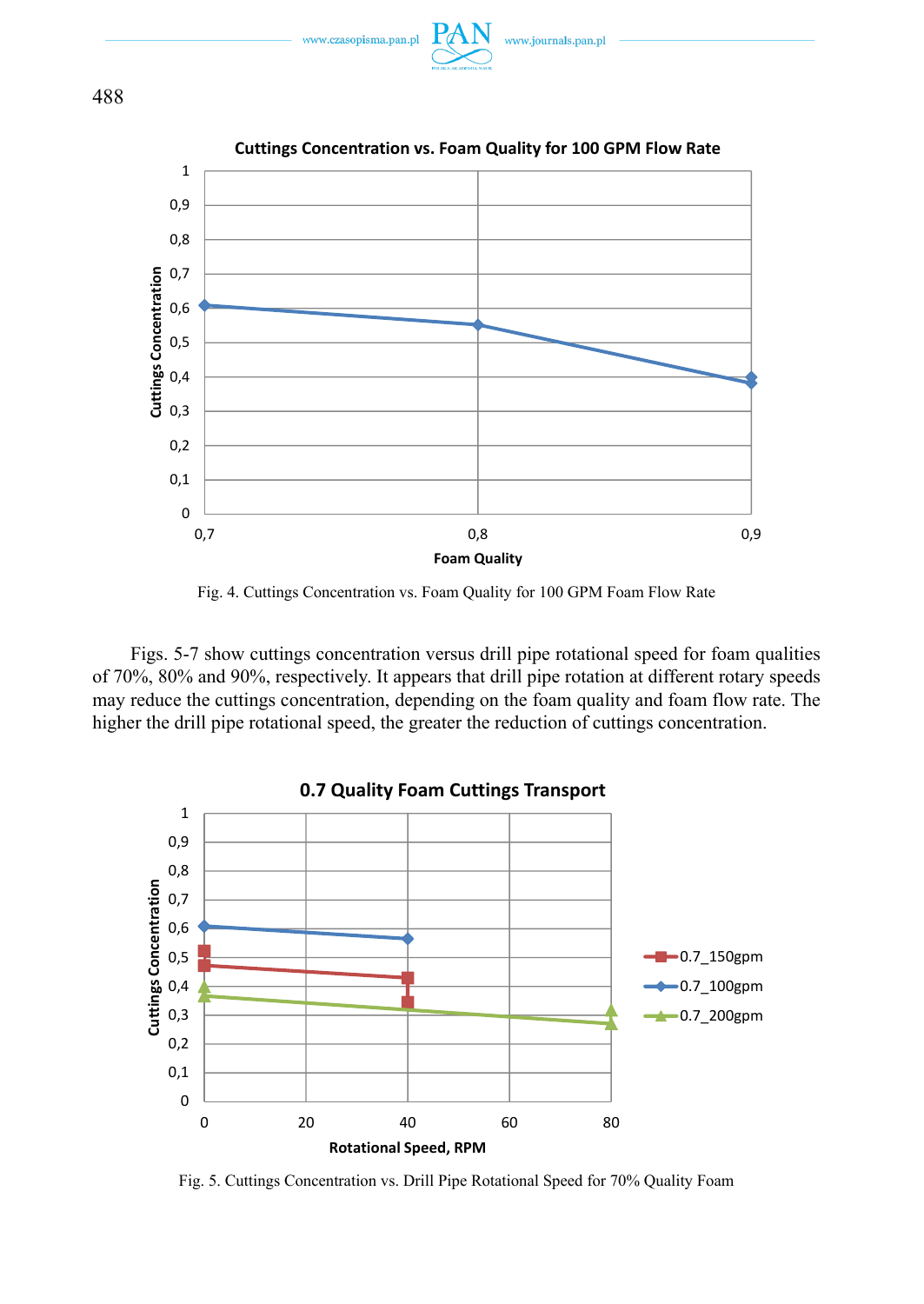Fig. 4. Cuttings Concentration vs. Foam Quality for 100 GPM Foam Flow Rate

Figs. 5-7 show cuttings concentration versus drill pipe rotational speed for foam qualities of 70%, 80% and 90%, respectively. It appears that drill pipe rotation at different rotary speeds may reduce the cuttings concentration, depending on the foam quality and foam flow rate. The higher the drill pipe rotational speed, the greater the reduction of cuttings concentration.

Fig. 5. Cuttings Concentration vs. Drill Pipe Rotational Speed for 70% Quality Foam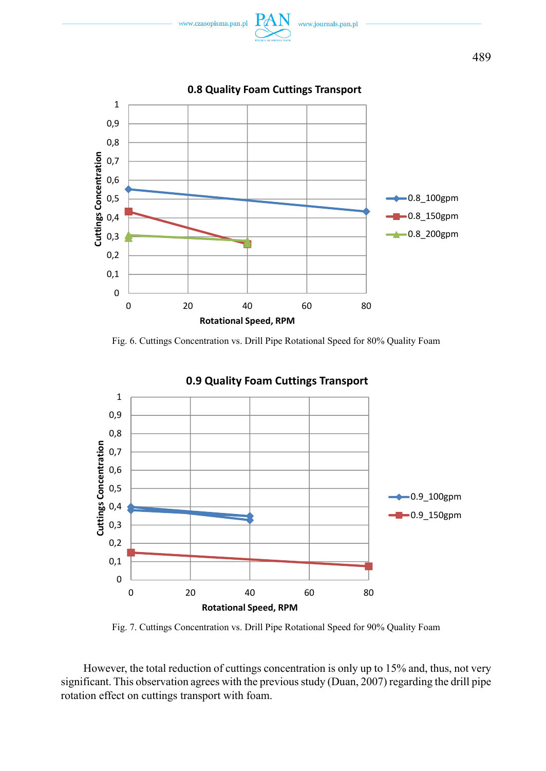Fig. 6. Cuttings Concentration vs. Drill Pipe Rotational Speed for 80% Quality Foam

Fig. 7. Cuttings Concentration vs. Drill Pipe Rotational Speed for 90% Quality Foam

However, the total reduction of cuttings concentration is only up to 15% and, thus, not very significant. This observation agrees with the previous study (Duan, 2007) regarding the drill pipe rotation effect on cuttings transport with foam.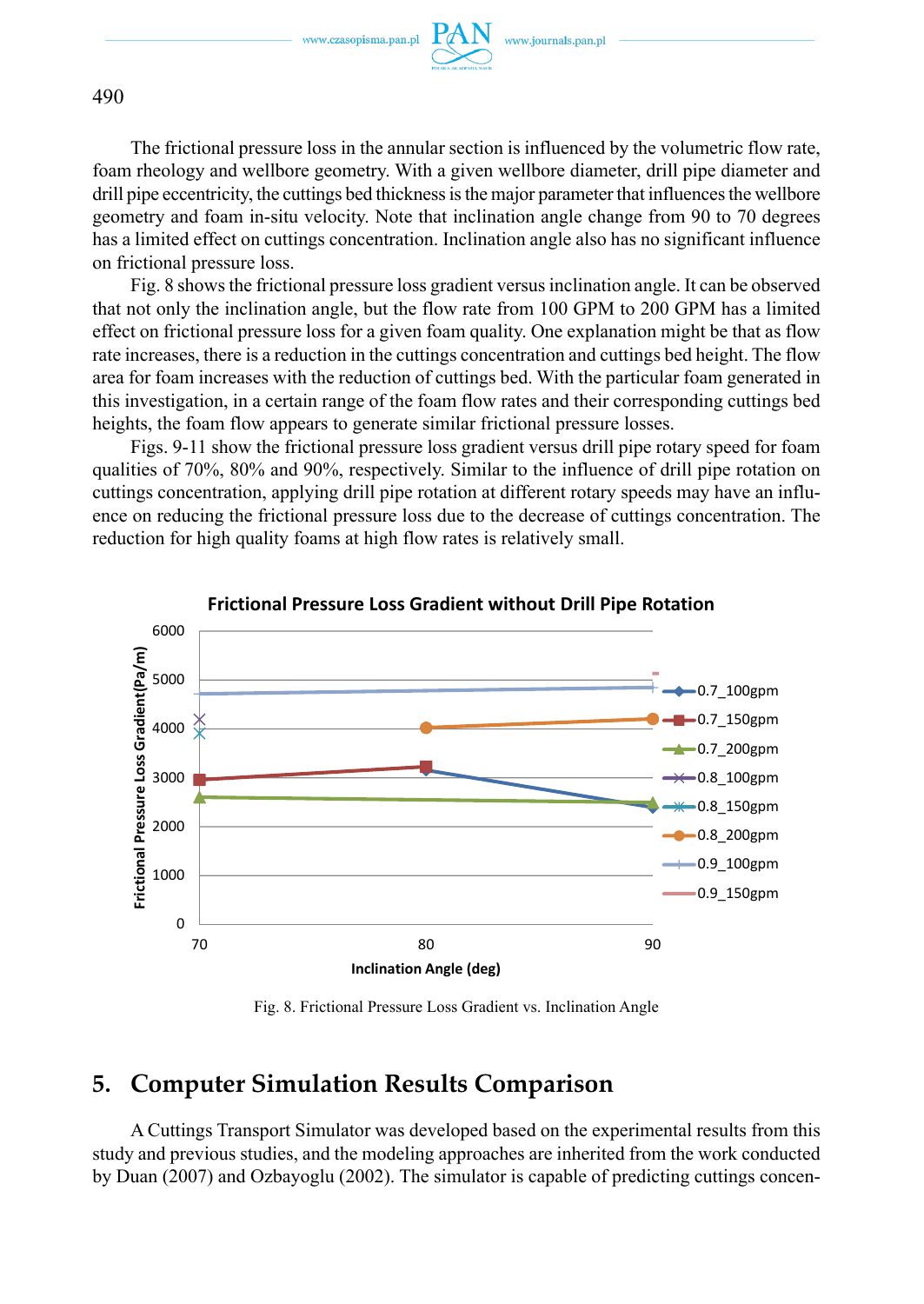The frictional pressure loss in the annular section is influenced by the volumetric flow rate, foam rheology and wellbore geometry. With a given wellbore diameter, drill pipe diameter and drill pipe eccentricity, the cuttings bed thickness is the major parameter that influences the wellbore geometry and foam in-situ velocity. Note that inclination angle change from 90 to 70 degrees has a limited effect on cuttings concentration. Inclination angle also has no significant influence on frictional pressure loss.

Fig. 8 shows the frictional pressure loss gradient versus inclination angle. It can be observed that not only the inclination angle, but the flow rate from 100 GPM to 200 GPM has a limited effect on frictional pressure loss for a given foam quality. One explanation might be that as flow rate increases, there is a reduction in the cuttings concentration and cuttings bed height. The flow area for foam increases with the reduction of cuttings bed. With the particular foam generated in this investigation, in a certain range of the foam flow rates and their corresponding cuttings bed heights, the foam flow appears to generate similar frictional pressure losses.

Figs. 9-11 show the frictional pressure loss gradient versus drill pipe rotary speed for foam qualities of 70%, 80% and 90%, respectively. Similar to the influence of drill pipe rotation on cuttings concentration, applying drill pipe rotation at different rotary speeds may have an influence on reducing the frictional pressure loss due to the decrease of cuttings concentration. The reduction for high quality foams at high flow rates is relatively small.

Fig. 8. Frictional Pressure Loss Gradient vs. Inclination Angle

## 5. Computer Simulation Results Comparison

A Cuttings Transport Simulator was developed based on the experimental results from this study and previous studies, and the modeling approaches are inherited from the work conducted by Duan (2007) and Ozbayoglu (2002). The simulator is capable of predicting cuttings concen-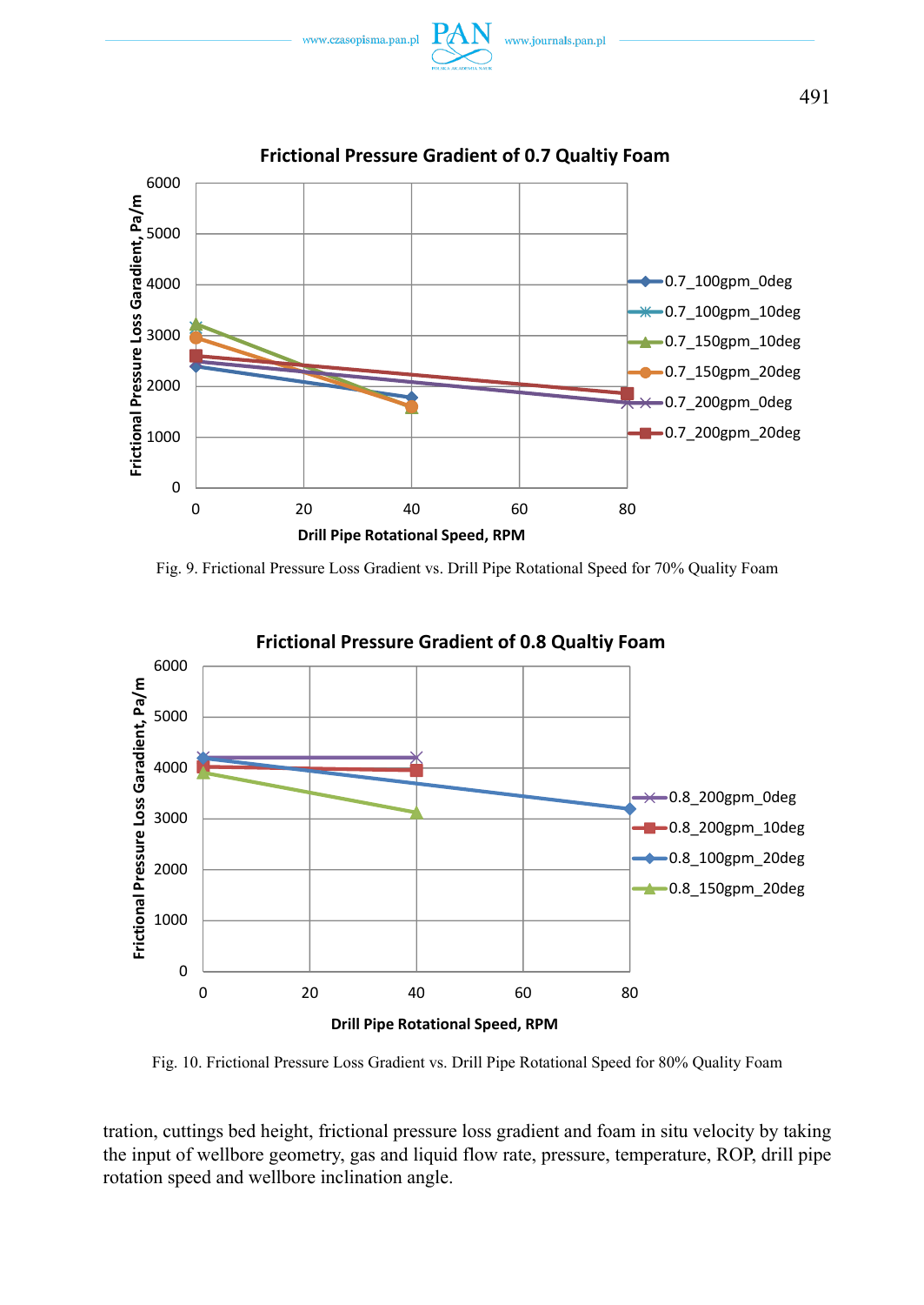Fig. 9. Frictional Pressure Loss Gradient vs. Drill Pipe Rotational Speed for 70% Quality Foam

Fig. 10. Frictional Pressure Loss Gradient vs. Drill Pipe Rotational Speed for 80% Quality Foam

tration, cuttings bed height, frictional pressure loss gradient and foam in situ velocity by taking the input of wellbore geometry, gas and liquid flow rate, pressure, temperature, ROP, drill pipe rotation speed and wellbore inclination angle.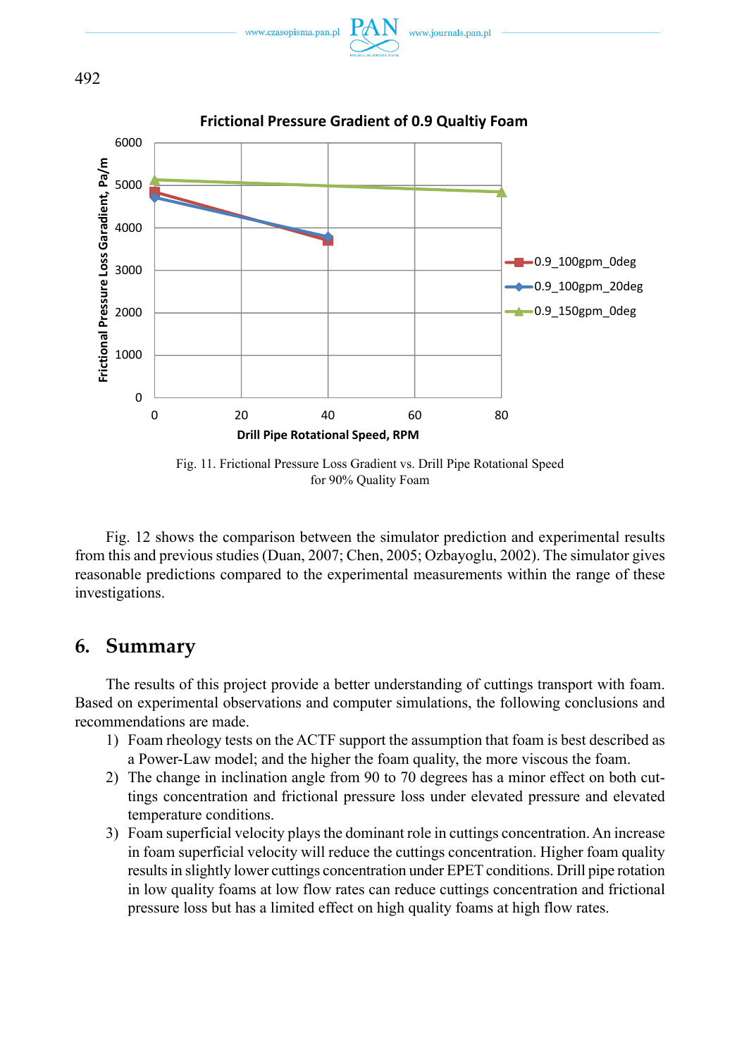Fig. 11. Frictional Pressure Loss Gradient vs. Drill Pipe Rotational Speed for 90% Quality Foam

Fig. 12 shows the comparison between the simulator prediction and experimental results from this and previous studies (Duan, 2007; Chen, 2005; Ozbayoglu, 2002). The simulator gives reasonable predictions compared to the experimental measurements within the range of these investigations.

## 6. Summary

The results of this project provide a better understanding of cuttings transport with foam. Based on experimental observations and computer simulations, the following conclusions and recommendations are made.

1) Foam rheology tests on the ACTF support the assumption that foam is best described as a Power-Law model; and the higher the foam quality, the more viscous the foam.
2) The change in inclination angle from 90 to 70 degrees has a minor effect on both cuttings concentration and frictional pressure loss under elevated pressure and elevated temperature conditions.
3) Foam superficial velocity plays the dominant role in cuttings concentration. An increase in foam superficial velocity will reduce the cuttings concentration. Higher foam quality results in slightly lower cuttings concentration under EPET conditions. Drill pipe rotation in low quality foams at low flow rates can reduce cuttings concentration and frictional pressure loss but has a limited effect on high quality foams at high flow rates.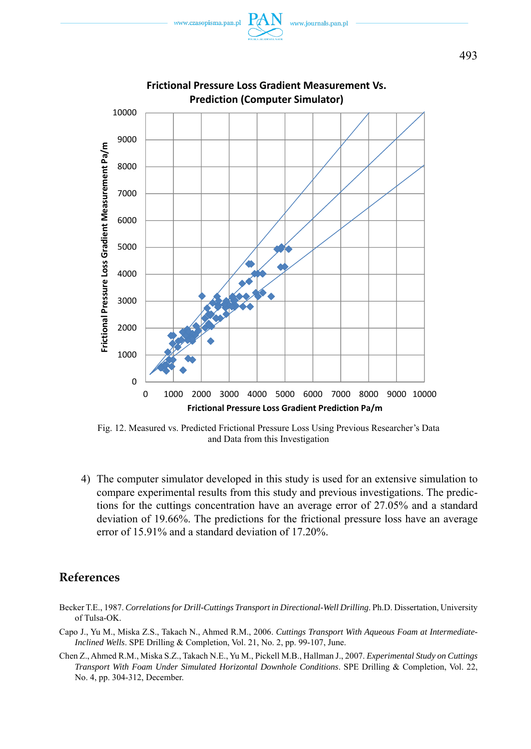Fig. 12. Measured vs. Predicted Frictional Pressure Loss Using Previous Researcher's Data and Data from this Investigation

4) The computer simulator developed in this study is used for an extensive simulation to compare experimental results from this study and previous investigations. The predictions for the cuttings concentration have an average error of 27.05% and a standard deviation of 19.66%. The predictions for the frictional pressure loss have an average error of 15.91% and a standard deviation of 17.20%.

## References

Becker T.E., 1987. *Correlations for Drill-Cuttings Transport in Directional-Well Drilling*. Ph.D. Dissertation, University of Tulsa-OK.

Capo J., Yu M., Miska Z.S., Takach N., Ahmed R.M., 2006. *Cuttings Transport With Aqueous Foam at Intermediate-Inclined Wells*. SPE Drilling & Completion, Vol. 21, No. 2, pp. 99-107, June.

Chen Z., Ahmed R.M., Miska S.Z., Takach N.E., Yu M., Pickell M.B., Hallman J., 2007. *Experimental Study on Cuttings Transport With Foam Under Simulated Horizontal Downhole Conditions*. SPE Drilling & Completion, Vol. 22, No. 4, pp. 304-312, December.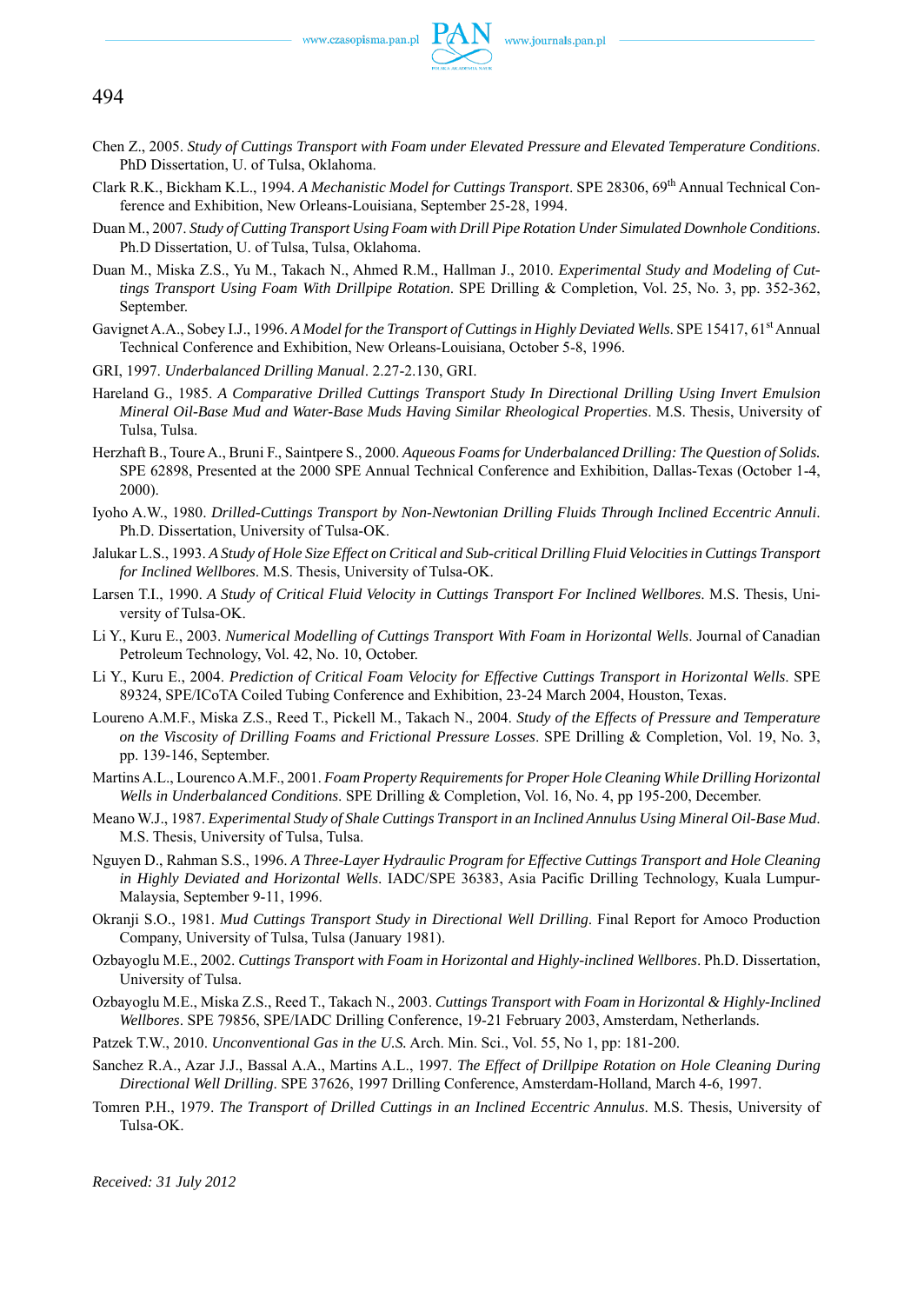Chen Z., 2005. *Study of Cuttings Transport with Foam under Elevated Pressure and Elevated Temperature Conditions*. PhD Dissertation, U. of Tulsa, Oklahoma.

Clark R.K., Bickham K.L., 1994. *A Mechanistic Model for Cuttings Transport*. SPE 28306, 69th Annual Technical Conference and Exhibition, New Orleans-Louisiana, September 25-28, 1994.

Duan M., 2007. *Study of Cutting Transport Using Foam with Drill Pipe Rotation Under Simulated Downhole Conditions*. Ph.D Dissertation, U. of Tulsa, Tulsa, Oklahoma.

Duan M., Miska Z.S., Yu M., Takach N., Ahmed R.M., Hallman J., 2010. *Experimental Study and Modeling of Cuttings Transport Using Foam With Drillpipe Rotation*. SPE Drilling & Completion, Vol. 25, No. 3, pp. 352-362, September.

Gavignet A.A., Sobey I.J., 1996. *A Model for the Transport of Cuttings in Highly Deviated Wells*. SPE 15417, 61st Annual Technical Conference and Exhibition, New Orleans-Louisiana, October 5-8, 1996.

GRI, 1997. *Underbalanced Drilling Manual*. 2.27-2.130, GRI.

Hareland G., 1985. *A Comparative Drilled Cuttings Transport Study In Directional Drilling Using Invert Emulsion Mineral Oil-Base Mud and Water-Base Muds Having Similar Rheological Properties*. M.S. Thesis, University of Tulsa, Tulsa.

Herzhaft B., Toure A., Bruni F., Saintpere S., 2000. *Aqueous Foams for Underbalanced Drilling: The Question of Solids.* SPE 62898, Presented at the 2000 SPE Annual Technical Conference and Exhibition, Dallas-Texas (October 1-4, 2000).

Iyoho A.W., 1980. *Drilled-Cuttings Transport by Non-Newtonian Drilling Fluids Through Inclined Eccentric Annuli*. Ph.D. Dissertation, University of Tulsa-OK.

Jalukar L.S., 1993. *A Study of Hole Size Effect on Critical and Sub-critical Drilling Fluid Velocities in Cuttings Transport for Inclined Wellbores*. M.S. Thesis, University of Tulsa-OK.

Larsen T.I., 1990. *A Study of Critical Fluid Velocity in Cuttings Transport For Inclined Wellbores*. M.S. Thesis, University of Tulsa-OK.

Li Y., Kuru E., 2003. *Numerical Modelling of Cuttings Transport With Foam in Horizontal Wells*. Journal of Canadian Petroleum Technology, Vol. 42, No. 10, October.

Li Y., Kuru E., 2004. *Prediction of Critical Foam Velocity for Effective Cuttings Transport in Horizontal Wells*. SPE 89324, SPE/ICoTA Coiled Tubing Conference and Exhibition, 23-24 March 2004, Houston, Texas.

Loureno A.M.F., Miska Z.S., Reed T., Pickell M., Takach N., 2004. *Study of the Effects of Pressure and Temperature on the Viscosity of Drilling Foams and Frictional Pressure Losses*. SPE Drilling & Completion, Vol. 19, No. 3, pp. 139-146, September.

Martins A.L., Lourenco A.M.F., 2001. *Foam Property Requirements for Proper Hole Cleaning While Drilling Horizontal Wells in Underbalanced Conditions*. SPE Drilling & Completion, Vol. 16, No. 4, pp 195-200, December.

Meano W.J., 1987. *Experimental Study of Shale Cuttings Transport in an Inclined Annulus Using Mineral Oil-Base Mud*. M.S. Thesis, University of Tulsa, Tulsa.

Nguyen D., Rahman S.S., 1996. *A Three-Layer Hydraulic Program for Effective Cuttings Transport and Hole Cleaning in Highly Deviated and Horizontal Wells*. IADC/SPE 36383, Asia Pacific Drilling Technology, Kuala Lumpur-Malaysia, September 9-11, 1996.

Okranji S.O., 1981. *Mud Cuttings Transport Study in Directional Well Drilling*. Final Report for Amoco Production Company, University of Tulsa, Tulsa (January 1981).

Ozbayoglu M.E., 2002. *Cuttings Transport with Foam in Horizontal and Highly-inclined Wellbores*. Ph.D. Dissertation, University of Tulsa.

Ozbayoglu M.E., Miska Z.S., Reed T., Takach N., 2003. *Cuttings Transport with Foam in Horizontal & Highly-Inclined Wellbores*. SPE 79856, SPE/IADC Drilling Conference, 19-21 February 2003, Amsterdam, Netherlands.

Patzek T.W., 2010. *Unconventional Gas in the U.S.* Arch. Min. Sci., Vol. 55, No 1, pp: 181-200.

Sanchez R.A., Azar J.J., Bassal A.A., Martins A.L., 1997. *The Effect of Drillpipe Rotation on Hole Cleaning During Directional Well Drilling*. SPE 37626, 1997 Drilling Conference, Amsterdam-Holland, March 4-6, 1997.

Tomren P.H., 1979. *The Transport of Drilled Cuttings in an Inclined Eccentric Annulus*. M.S. Thesis, University of Tulsa-OK.

*Received: 31 July 2012*